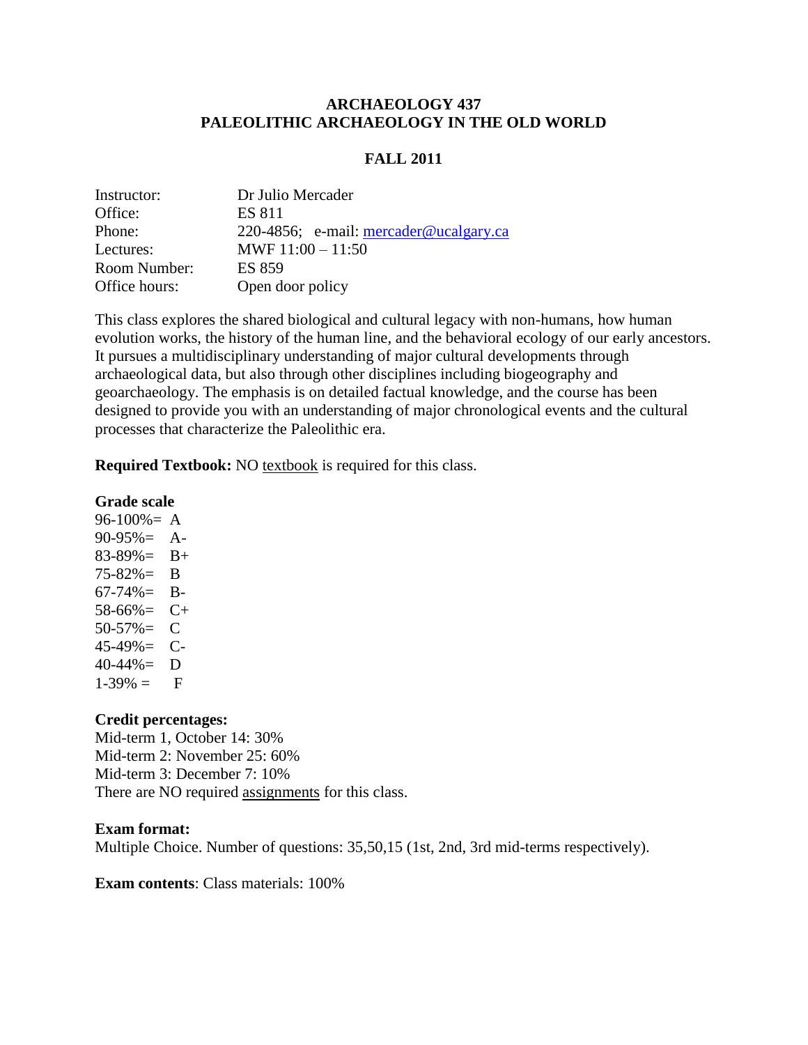# ARCHAEOLOGY 437
# PALEOLITHIC ARCHAEOLOGY IN THE OLD WORLD

## FALL 2011

| | |
|---|---|
| Instructor: | Dr Julio Mercader |
| Office: | ES 811 |
| Phone: | 220-4856; e-mail: mercader@ucalgary.ca |
| Lectures: | MWF 11:00 – 11:50 |
| Room Number: | ES 859 |
| Office hours: | Open door policy |

This class explores the shared biological and cultural legacy with non-humans, how human evolution works, the history of the human line, and the behavioral ecology of our early ancestors. It pursues a multidisciplinary understanding of major cultural developments through archaeological data, but also through other disciplines including biogeography and geoarchaeology. The emphasis is on detailed factual knowledge, and the course has been designed to provide you with an understanding of major chronological events and the cultural processes that characterize the Paleolithic era.

**Required Textbook:** NO textbook is required for this class.

**Grade scale**

96-100%= A
90-95%= A-
83-89%= B+
75-82%= B
67-74%= B-
58-66%= C+
50-57%= C
45-49%= C-
40-44%= D
1-39% = F

**Credit percentages:**

Mid-term 1, October 14: 30%
Mid-term 2: November 25: 60%
Mid-term 3: December 7: 10%
There are NO required assignments for this class.

**Exam format:**

Multiple Choice. Number of questions: 35,50,15 (1st, 2nd, 3rd mid-terms respectively).

**Exam contents**: Class materials: 100%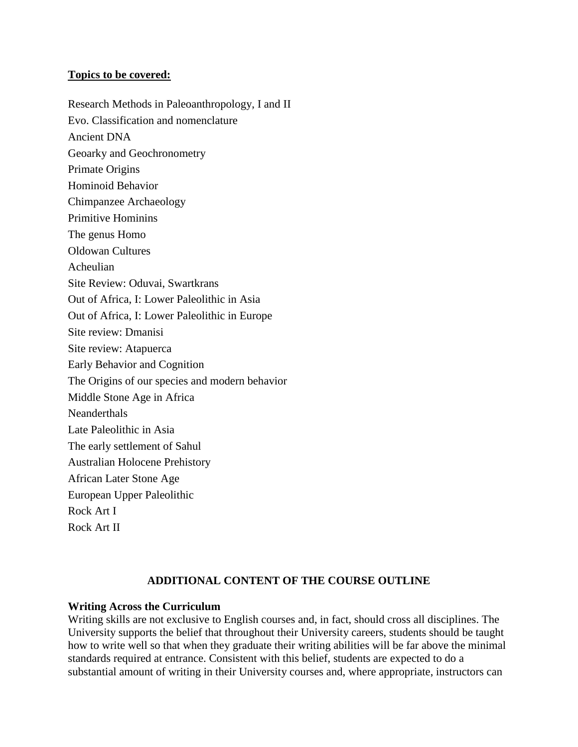**<u>Topics to be covered:</u>**

Research Methods in Paleoanthropology, I and II
Evo. Classification and nomenclature
Ancient DNA
Geoarky and Geochronometry
Primate Origins
Hominoid Behavior
Chimpanzee Archaeology
Primitive Hominins
The genus Homo
Oldowan Cultures
Acheulian
Site Review: Oduvai, Swartkrans
Out of Africa, I: Lower Paleolithic in Asia
Out of Africa, I: Lower Paleolithic in Europe
Site review: Dmanisi
Site review: Atapuerca
Early Behavior and Cognition
The Origins of our species and modern behavior
Middle Stone Age in Africa
Neanderthals
Late Paleolithic in Asia
The early settlement of Sahul
Australian Holocene Prehistory
African Later Stone Age
European Upper Paleolithic
Rock Art I
Rock Art II

## ADDITIONAL CONTENT OF THE COURSE OUTLINE

**Writing Across the Curriculum**
Writing skills are not exclusive to English courses and, in fact, should cross all disciplines. The University supports the belief that throughout their University careers, students should be taught how to write well so that when they graduate their writing abilities will be far above the minimal standards required at entrance. Consistent with this belief, students are expected to do a substantial amount of writing in their University courses and, where appropriate, instructors can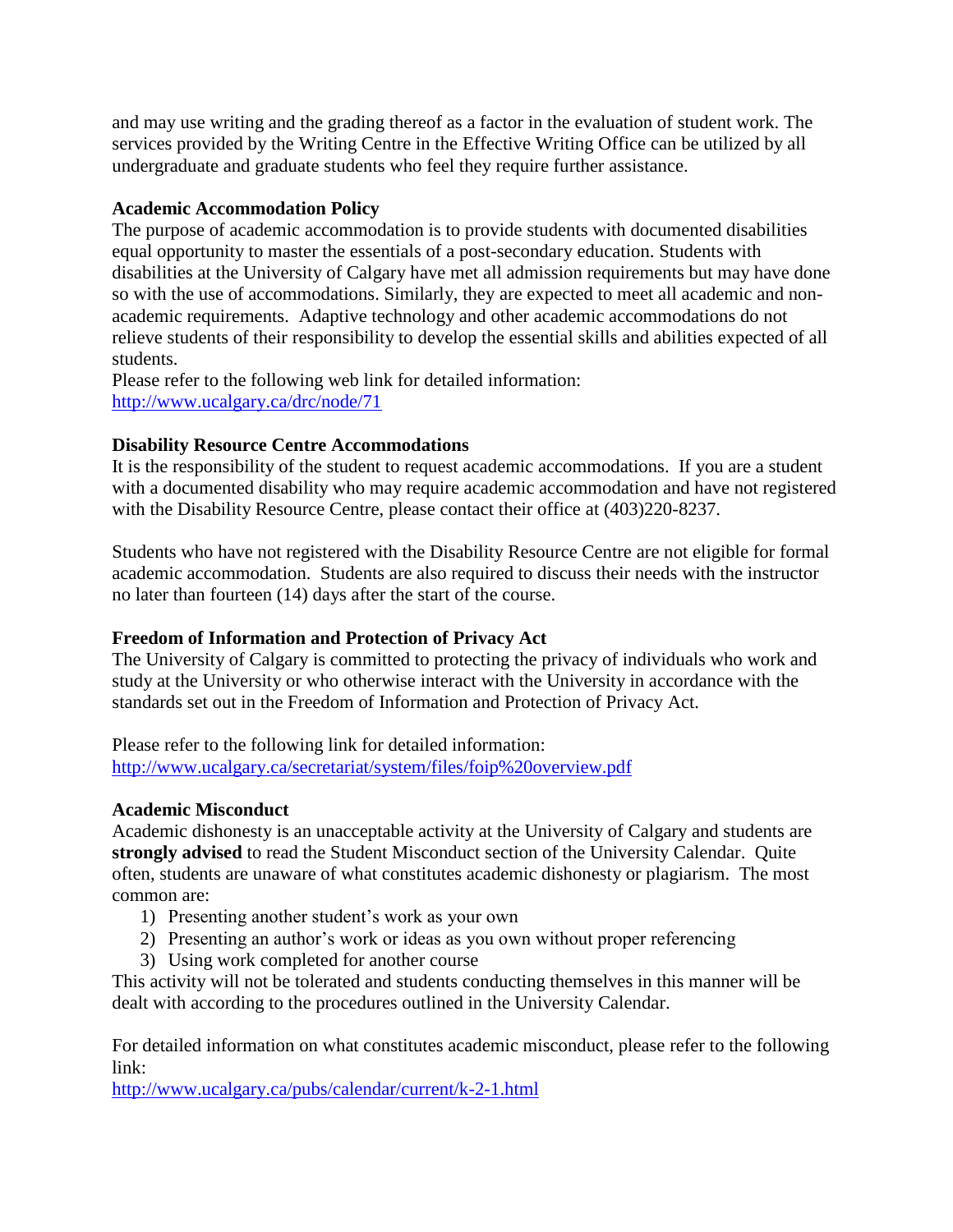and may use writing and the grading thereof as a factor in the evaluation of student work. The services provided by the Writing Centre in the Effective Writing Office can be utilized by all undergraduate and graduate students who feel they require further assistance.

**Academic Accommodation Policy**

The purpose of academic accommodation is to provide students with documented disabilities equal opportunity to master the essentials of a post-secondary education. Students with disabilities at the University of Calgary have met all admission requirements but may have done so with the use of accommodations. Similarly, they are expected to meet all academic and non-academic requirements. Adaptive technology and other academic accommodations do not relieve students of their responsibility to develop the essential skills and abilities expected of all students.
Please refer to the following web link for detailed information:
http://www.ucalgary.ca/drc/node/71

**Disability Resource Centre Accommodations**

It is the responsibility of the student to request academic accommodations. If you are a student with a documented disability who may require academic accommodation and have not registered with the Disability Resource Centre, please contact their office at (403)220-8237.

Students who have not registered with the Disability Resource Centre are not eligible for formal academic accommodation. Students are also required to discuss their needs with the instructor no later than fourteen (14) days after the start of the course.

**Freedom of Information and Protection of Privacy Act**

The University of Calgary is committed to protecting the privacy of individuals who work and study at the University or who otherwise interact with the University in accordance with the standards set out in the Freedom of Information and Protection of Privacy Act.

Please refer to the following link for detailed information:
http://www.ucalgary.ca/secretariat/system/files/foip%20overview.pdf

**Academic Misconduct**

Academic dishonesty is an unacceptable activity at the University of Calgary and students are **strongly advised** to read the Student Misconduct section of the University Calendar. Quite often, students are unaware of what constitutes academic dishonesty or plagiarism. The most common are:

1) Presenting another student's work as your own
2) Presenting an author's work or ideas as you own without proper referencing
3) Using work completed for another course

This activity will not be tolerated and students conducting themselves in this manner will be dealt with according to the procedures outlined in the University Calendar.

For detailed information on what constitutes academic misconduct, please refer to the following link:
http://www.ucalgary.ca/pubs/calendar/current/k-2-1.html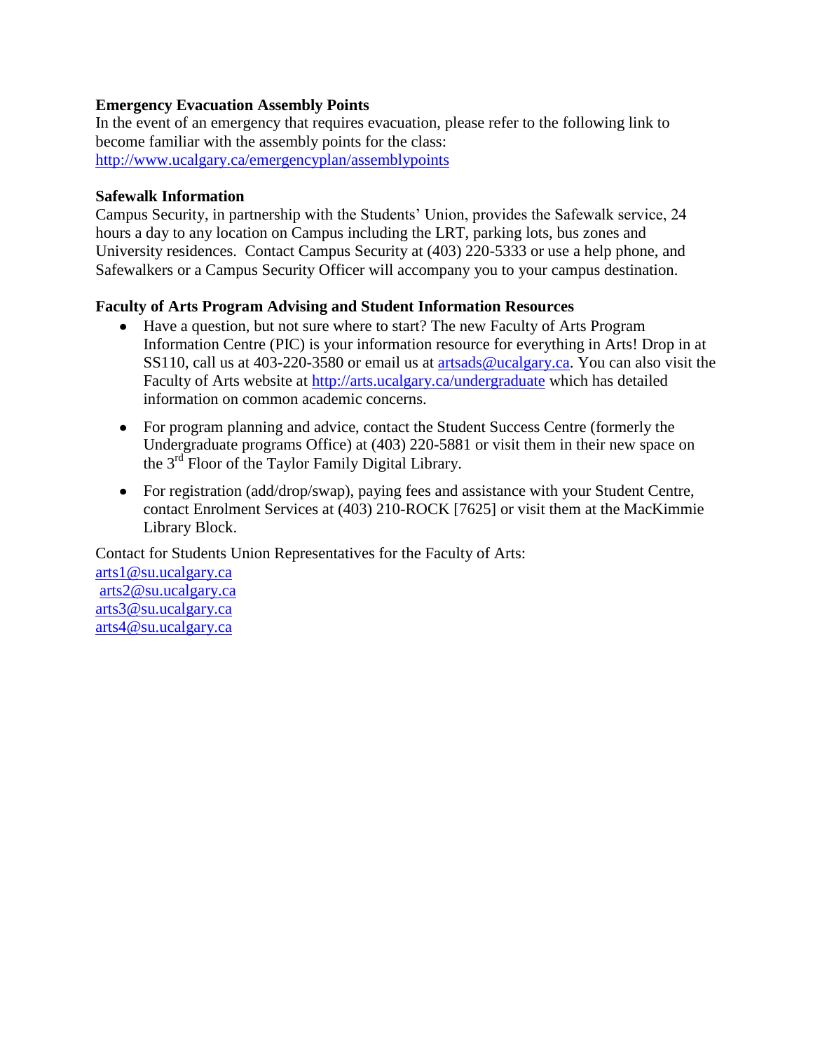**Emergency Evacuation Assembly Points**

In the event of an emergency that requires evacuation, please refer to the following link to become familiar with the assembly points for the class: http://www.ucalgary.ca/emergencyplan/assemblypoints

**Safewalk Information**

Campus Security, in partnership with the Students' Union, provides the Safewalk service, 24 hours a day to any location on Campus including the LRT, parking lots, bus zones and University residences. Contact Campus Security at (403) 220-5333 or use a help phone, and Safewalkers or a Campus Security Officer will accompany you to your campus destination.

**Faculty of Arts Program Advising and Student Information Resources**

- Have a question, but not sure where to start? The new Faculty of Arts Program Information Centre (PIC) is your information resource for everything in Arts! Drop in at SS110, call us at 403-220-3580 or email us at artsads@ucalgary.ca. You can also visit the Faculty of Arts website at http://arts.ucalgary.ca/undergraduate which has detailed information on common academic concerns.
- For program planning and advice, contact the Student Success Centre (formerly the Undergraduate programs Office) at (403) 220-5881 or visit them in their new space on the 3rd Floor of the Taylor Family Digital Library.
- For registration (add/drop/swap), paying fees and assistance with your Student Centre, contact Enrolment Services at (403) 210-ROCK [7625] or visit them at the MacKimmie Library Block.

Contact for Students Union Representatives for the Faculty of Arts:
arts1@su.ucalgary.ca
arts2@su.ucalgary.ca
arts3@su.ucalgary.ca
arts4@su.ucalgary.ca